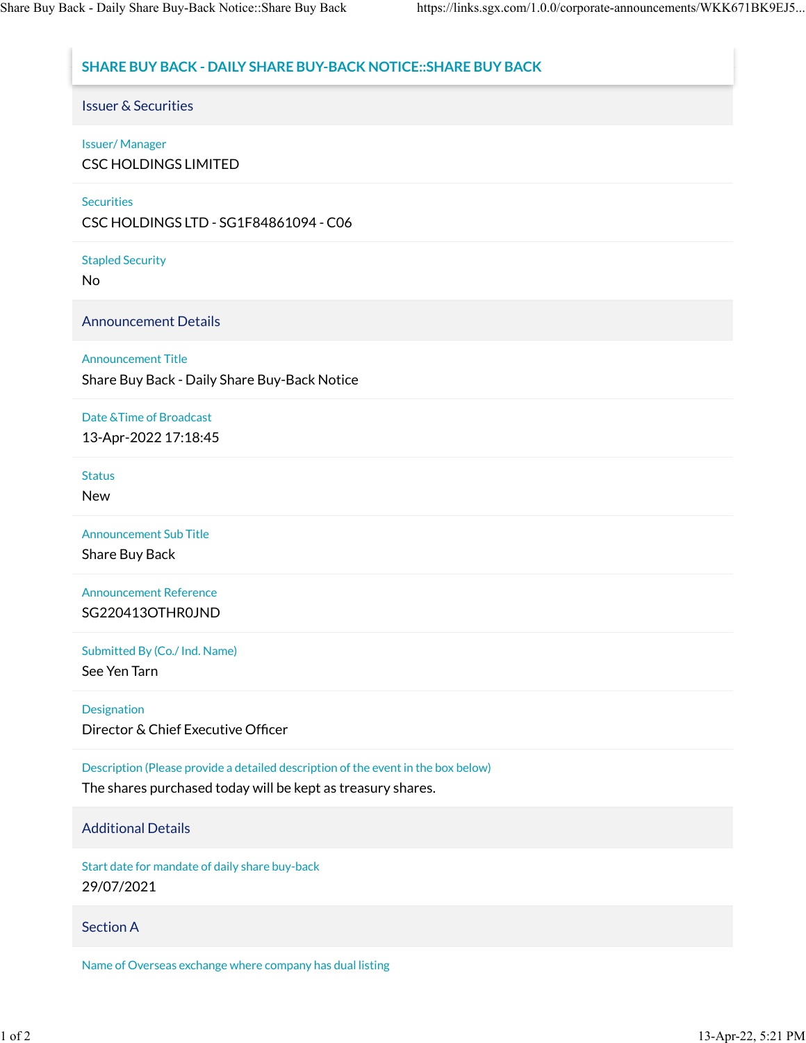# SHARE BUY BACK - DAILY SHARE BUY-BACK NOTICE::SHARE BUY BACK

## Issuer & Securities

**Issuer/ Manager**
CSC HOLDINGS LIMITED

**Securities**
CSC HOLDINGS LTD - SG1F84861094 - C06

**Stapled Security**
No

## Announcement Details

**Announcement Title**
Share Buy Back - Daily Share Buy-Back Notice

**Date &Time of Broadcast**
13-Apr-2022 17:18:45

**Status**
New

**Announcement Sub Title**
Share Buy Back

**Announcement Reference**
SG220413OTHR0JND

**Submitted By (Co./ Ind. Name)**
See Yen Tarn

**Designation**
Director & Chief Executive Officer

**Description (Please provide a detailed description of the event in the box below)**
The shares purchased today will be kept as treasury shares.

## Additional Details

**Start date for mandate of daily share buy-back**
29/07/2021

## Section A

**Name of Overseas exchange where company has dual listing**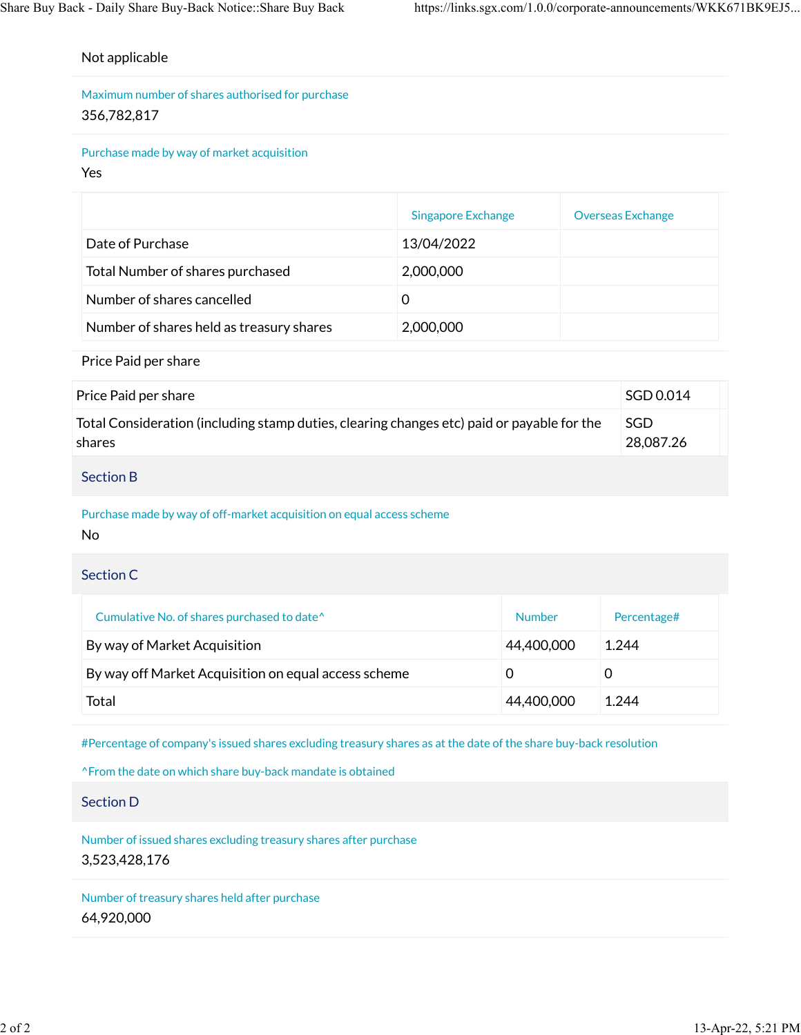Not applicable

Maximum number of shares authorised for purchase

356,782,817

Purchase made by way of market acquisition

Yes

| | Singapore Exchange | Overseas Exchange |
|---|---|---|
| Date of Purchase | 13/04/2022 | |
| Total Number of shares purchased | 2,000,000 | |
| Number of shares cancelled | 0 | |
| Number of shares held as treasury shares | 2,000,000 | |

Price Paid per share

| | |
|---|---|
| Price Paid per share | SGD 0.014 |
| Total Consideration (including stamp duties, clearing changes etc) paid or payable for the shares | SGD 28,087.26 |

## Section B

Purchase made by way of off-market acquisition on equal access scheme

No

## Section C

| Cumulative No. of shares purchased to date^ | Number | Percentage# |
|---|---|---|
| By way of Market Acquisition | 44,400,000 | 1.244 |
| By way off Market Acquisition on equal access scheme | 0 | 0 |
| Total | 44,400,000 | 1.244 |

#Percentage of company's issued shares excluding treasury shares as at the date of the share buy-back resolution

^From the date on which share buy-back mandate is obtained

## Section D

Number of issued shares excluding treasury shares after purchase

3,523,428,176

Number of treasury shares held after purchase

64,920,000